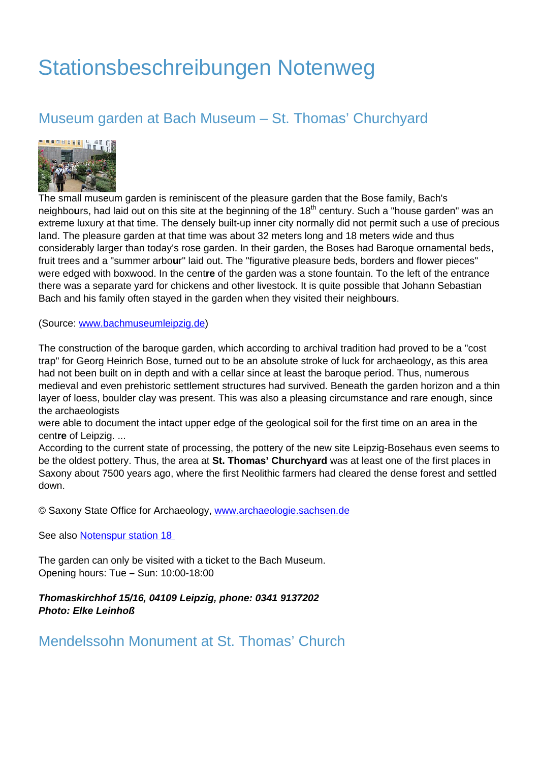# Stationsbeschreibungen Notenweg

## Museum garden at Bach Museum – St. Thomas' Churchyard

The small museum garden is reminiscent of the pleasure garden that the Bose family, Bach's neighbours, had laid out on this site at the beginning of the 18th century. Such a "house garden" was an extreme luxury at that time. The densely built-up inner city normally did not permit such a use of precious land. The pleasure garden at that time was about 32 meters long and 18 meters wide and thus considerably larger than today's rose garden. In their garden, the Boses had Baroque ornamental beds, fruit trees and a "summer arbour" laid out. The "figurative pleasure beds, borders and flower pieces" were edged with boxwood. In the centre of the garden was a stone fountain. To the left of the entrance there was a separate yard for chickens and other livestock. It is quite possible that Johann Sebastian Bach and his family often stayed in the garden when they visited their neighbours.

(Source: www.bachmuseumleipzig.de)

The construction of the baroque garden, which according to archival tradition had proved to be a "cost trap" for Georg Heinrich Bose, turned out to be an absolute stroke of luck for archaeology, as this area had not been built on in depth and with a cellar since at least the baroque period. Thus, numerous medieval and even prehistoric settlement structures had survived. Beneath the garden horizon and a thin layer of loess, boulder clay was present. This was also a pleasing circumstance and rare enough, since the archaeologists
were able to document the intact upper edge of the geological soil for the first time on an area in the centre of Leipzig. ...
According to the current state of processing, the pottery of the new site Leipzig-Bosehaus even seems to be the oldest pottery. Thus, the area at **St. Thomas' Churchyard** was at least one of the first places in Saxony about 7500 years ago, where the first Neolithic farmers had cleared the dense forest and settled down.

© Saxony State Office for Archaeology, www.archaeologie.sachsen.de

See also Notenspur station 18

The garden can only be visited with a ticket to the Bach Museum.
Opening hours: Tue – Sun: 10:00-18:00

***Thomaskirchhof 15/16, 04109 Leipzig, phone: 0341 9137202***
***Photo: Elke Leinhoß***

## Mendelssohn Monument at St. Thomas' Church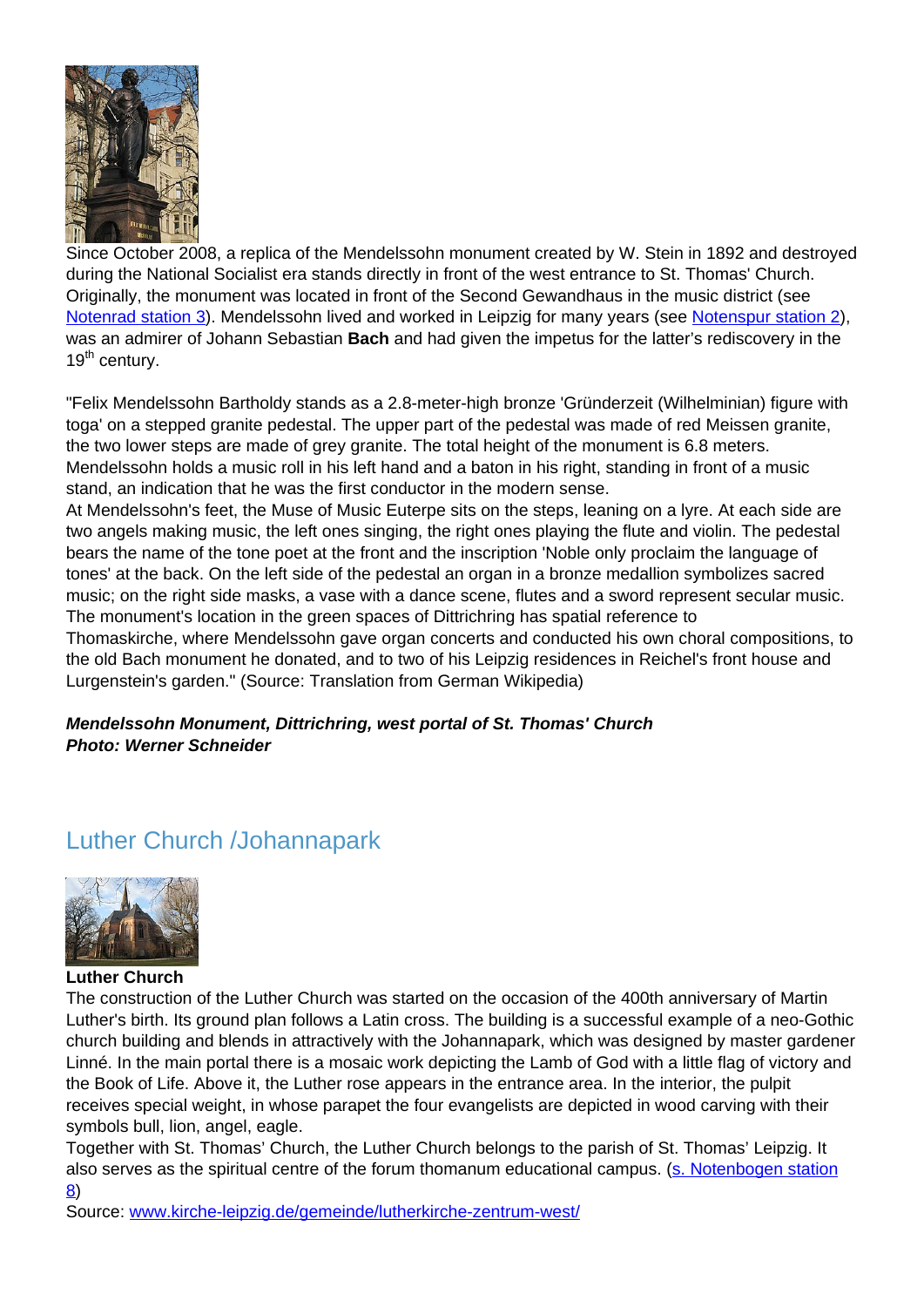Since October 2008, a replica of the Mendelssohn monument created by W. Stein in 1892 and destroyed during the National Socialist era stands directly in front of the west entrance to St. Thomas' Church. Originally, the monument was located in front of the Second Gewandhaus in the music district (see [Notenrad station 3]). Mendelssohn lived and worked in Leipzig for many years (see [Notenspur station 2]), was an admirer of Johann Sebastian **Bach** and had given the impetus for the latter's rediscovery in the 19th century.

"Felix Mendelssohn Bartholdy stands as a 2.8-meter-high bronze 'Gründerzeit (Wilhelminian) figure with toga' on a stepped granite pedestal. The upper part of the pedestal was made of red Meissen granite, the two lower steps are made of grey granite. The total height of the monument is 6.8 meters. Mendelssohn holds a music roll in his left hand and a baton in his right, standing in front of a music stand, an indication that he was the first conductor in the modern sense.
At Mendelssohn's feet, the Muse of Music Euterpe sits on the steps, leaning on a lyre. At each side are two angels making music, the left ones singing, the right ones playing the flute and violin. The pedestal bears the name of the tone poet at the front and the inscription 'Noble only proclaim the language of tones' at the back. On the left side of the pedestal an organ in a bronze medallion symbolizes sacred music; on the right side masks, a vase with a dance scene, flutes and a sword represent secular music. The monument's location in the green spaces of Dittrichring has spatial reference to Thomaskirche, where Mendelssohn gave organ concerts and conducted his own choral compositions, to the old Bach monument he donated, and to two of his Leipzig residences in Reichel's front house and Lurgenstein's garden." (Source: Translation from German Wikipedia)

***Mendelssohn Monument, Dittrichring, west portal of St. Thomas' Church***
***Photo: Werner Schneider***

## Luther Church /Johannapark

**Luther Church**
The construction of the Luther Church was started on the occasion of the 400th anniversary of Martin Luther's birth. Its ground plan follows a Latin cross. The building is a successful example of a neo-Gothic church building and blends in attractively with the Johannapark, which was designed by master gardener Linné. In the main portal there is a mosaic work depicting the Lamb of God with a little flag of victory and the Book of Life. Above it, the Luther rose appears in the entrance area. In the interior, the pulpit receives special weight, in whose parapet the four evangelists are depicted in wood carving with their symbols bull, lion, angel, eagle.
Together with St. Thomas' Church, the Luther Church belongs to the parish of St. Thomas' Leipzig. It also serves as the spiritual centre of the forum thomanum educational campus. (s. Notenbogen station 8)
Source: www.kirche-leipzig.de/gemeinde/lutherkirche-zentrum-west/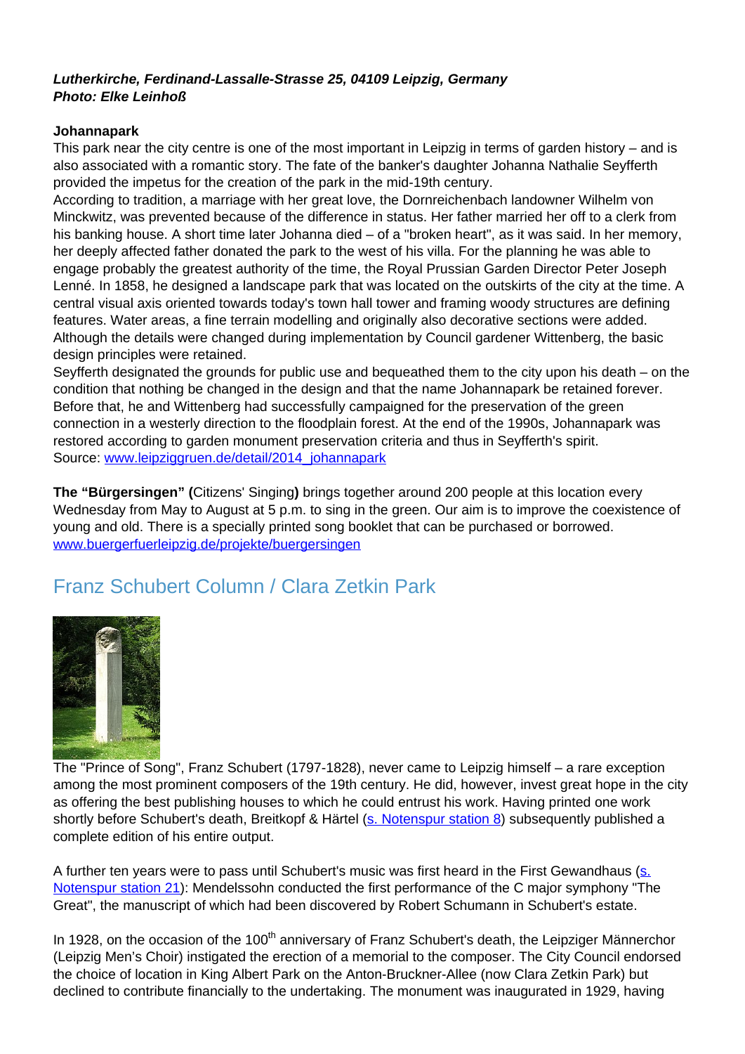***Lutherkirche, Ferdinand-Lassalle-Strasse 25, 04109 Leipzig, Germany***
***Photo: Elke Leinhoß***

**Johannapark**
This park near the city centre is one of the most important in Leipzig in terms of garden history – and is also associated with a romantic story. The fate of the banker's daughter Johanna Nathalie Seyfferth provided the impetus for the creation of the park in the mid-19th century.
According to tradition, a marriage with her great love, the Dornreichenbach landowner Wilhelm von Minckwitz, was prevented because of the difference in status. Her father married her off to a clerk from his banking house. A short time later Johanna died – of a "broken heart", as it was said. In her memory, her deeply affected father donated the park to the west of his villa. For the planning he was able to engage probably the greatest authority of the time, the Royal Prussian Garden Director Peter Joseph Lenné. In 1858, he designed a landscape park that was located on the outskirts of the city at the time. A central visual axis oriented towards today's town hall tower and framing woody structures are defining features. Water areas, a fine terrain modelling and originally also decorative sections were added. Although the details were changed during implementation by Council gardener Wittenberg, the basic design principles were retained.
Seyfferth designated the grounds for public use and bequeathed them to the city upon his death – on the condition that nothing be changed in the design and that the name Johannapark be retained forever. Before that, he and Wittenberg had successfully campaigned for the preservation of the green connection in a westerly direction to the floodplain forest. At the end of the 1990s, Johannapark was restored according to garden monument preservation criteria and thus in Seyfferth's spirit.
Source: [www.leipziggruen.de/detail/2014_johannapark](www.leipziggruen.de/detail/2014_johannapark)

**The "Bürgersingen" (**Citizens' Singing**)** brings together around 200 people at this location every Wednesday from May to August at 5 p.m. to sing in the green. Our aim is to improve the coexistence of young and old. There is a specially printed song booklet that can be purchased or borrowed.
[www.buergerfuerleipzig.de/projekte/buergersingen](www.buergerfuerleipzig.de/projekte/buergersingen)

## Franz Schubert Column / Clara Zetkin Park

The "Prince of Song", Franz Schubert (1797-1828), never came to Leipzig himself – a rare exception among the most prominent composers of the 19th century. He did, however, invest great hope in the city as offering the best publishing houses to which he could entrust his work. Having printed one work shortly before Schubert's death, Breitkopf & Härtel (s. Notenspur station 8) subsequently published a complete edition of his entire output.

A further ten years were to pass until Schubert's music was first heard in the First Gewandhaus (s. Notenspur station 21): Mendelssohn conducted the first performance of the C major symphony "The Great", the manuscript of which had been discovered by Robert Schumann in Schubert's estate.

In 1928, on the occasion of the 100th anniversary of Franz Schubert's death, the Leipziger Männerchor (Leipzig Men's Choir) instigated the erection of a memorial to the composer. The City Council endorsed the choice of location in King Albert Park on the Anton-Bruckner-Allee (now Clara Zetkin Park) but declined to contribute financially to the undertaking. The monument was inaugurated in 1929, having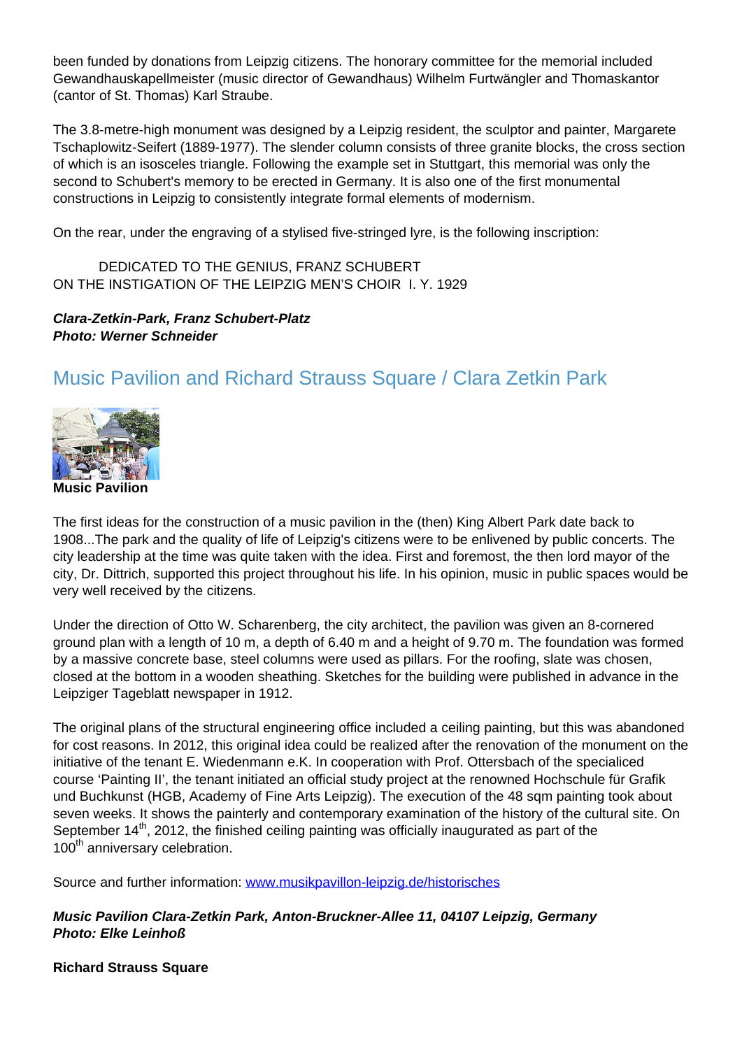been funded by donations from Leipzig citizens. The honorary committee for the memorial included Gewandhauskapellmeister (music director of Gewandhaus) Wilhelm Furtwängler and Thomaskantor (cantor of St. Thomas) Karl Straube.

The 3.8-metre-high monument was designed by a Leipzig resident, the sculptor and painter, Margarete Tschaplowitz-Seifert (1889-1977). The slender column consists of three granite blocks, the cross section of which is an isosceles triangle. Following the example set in Stuttgart, this memorial was only the second to Schubert's memory to be erected in Germany. It is also one of the first monumental constructions in Leipzig to consistently integrate formal elements of modernism.

On the rear, under the engraving of a stylised five-stringed lyre, is the following inscription:

DEDICATED TO THE GENIUS, FRANZ SCHUBERT
ON THE INSTIGATION OF THE LEIPZIG MEN'S CHOIR I. Y. 1929

***Clara-Zetkin-Park, Franz Schubert-Platz***
***Photo: Werner Schneider***

## Music Pavilion and Richard Strauss Square / Clara Zetkin Park

**Music Pavilion**

The first ideas for the construction of a music pavilion in the (then) King Albert Park date back to 1908...The park and the quality of life of Leipzig's citizens were to be enlivened by public concerts. The city leadership at the time was quite taken with the idea. First and foremost, the then lord mayor of the city, Dr. Dittrich, supported this project throughout his life. In his opinion, music in public spaces would be very well received by the citizens.

Under the direction of Otto W. Scharenberg, the city architect, the pavilion was given an 8-cornered ground plan with a length of 10 m, a depth of 6.40 m and a height of 9.70 m. The foundation was formed by a massive concrete base, steel columns were used as pillars. For the roofing, slate was chosen, closed at the bottom in a wooden sheathing. Sketches for the building were published in advance in the Leipziger Tageblatt newspaper in 1912.

The original plans of the structural engineering office included a ceiling painting, but this was abandoned for cost reasons. In 2012, this original idea could be realized after the renovation of the monument on the initiative of the tenant E. Wiedenmann e.K. In cooperation with Prof. Ottersbach of the specialiced course 'Painting II', the tenant initiated an official study project at the renowned Hochschule für Grafik und Buchkunst (HGB, Academy of Fine Arts Leipzig). The execution of the 48 sqm painting took about seven weeks. It shows the painterly and contemporary examination of the history of the cultural site. On September 14th, 2012, the finished ceiling painting was officially inaugurated as part of the 100th anniversary celebration.

Source and further information: www.musikpavillon-leipzig.de/historisches

***Music Pavilion Clara-Zetkin Park, Anton-Bruckner-Allee 11, 04107 Leipzig, Germany***
***Photo: Elke Leinhoß***

**Richard Strauss Square**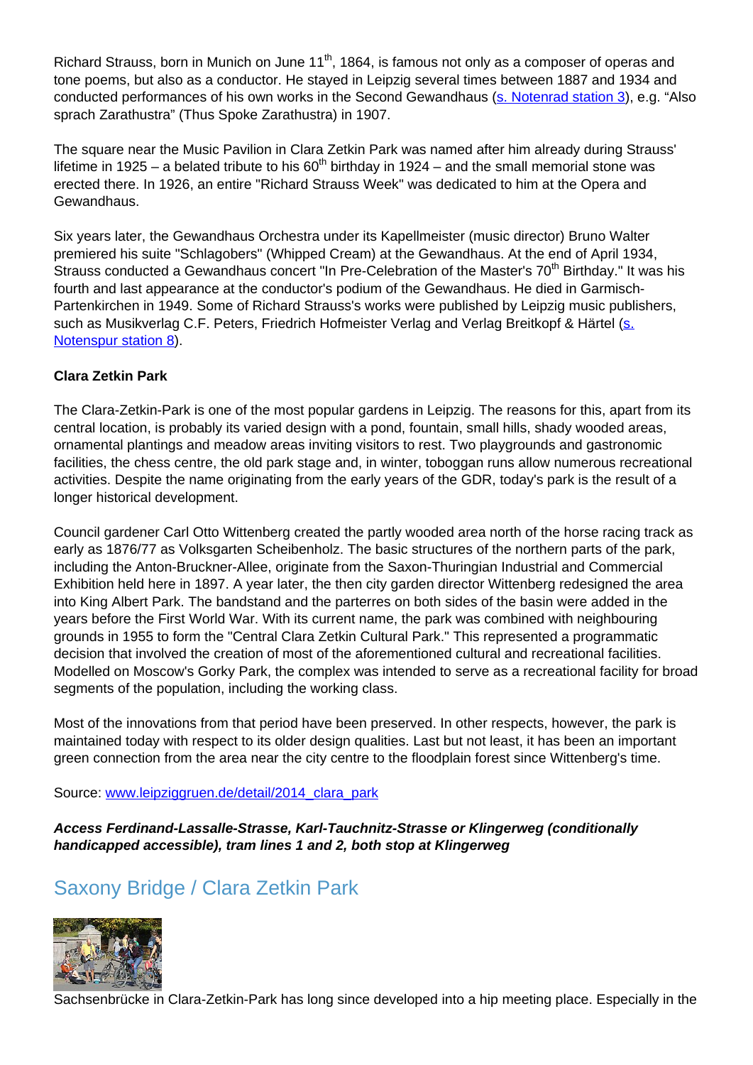Richard Strauss, born in Munich on June 11th, 1864, is famous not only as a composer of operas and tone poems, but also as a conductor. He stayed in Leipzig several times between 1887 and 1934 and conducted performances of his own works in the Second Gewandhaus (s. Notenrad station 3), e.g. “Also sprach Zarathustra” (Thus Spoke Zarathustra) in 1907.

The square near the Music Pavilion in Clara Zetkin Park was named after him already during Strauss' lifetime in 1925 – a belated tribute to his 60th birthday in 1924 – and the small memorial stone was erected there. In 1926, an entire "Richard Strauss Week" was dedicated to him at the Opera and Gewandhaus.

Six years later, the Gewandhaus Orchestra under its Kapellmeister (music director) Bruno Walter premiered his suite "Schlagobers" (Whipped Cream) at the Gewandhaus. At the end of April 1934, Strauss conducted a Gewandhaus concert "In Pre-Celebration of the Master's 70th Birthday." It was his fourth and last appearance at the conductor's podium of the Gewandhaus. He died in Garmisch-Partenkirchen in 1949. Some of Richard Strauss's works were published by Leipzig music publishers, such as Musikverlag C.F. Peters, Friedrich Hofmeister Verlag and Verlag Breitkopf & Härtel (s. Notenspur station 8).

**Clara Zetkin Park**

The Clara-Zetkin-Park is one of the most popular gardens in Leipzig. The reasons for this, apart from its central location, is probably its varied design with a pond, fountain, small hills, shady wooded areas, ornamental plantings and meadow areas inviting visitors to rest. Two playgrounds and gastronomic facilities, the chess centre, the old park stage and, in winter, toboggan runs allow numerous recreational activities. Despite the name originating from the early years of the GDR, today's park is the result of a longer historical development.

Council gardener Carl Otto Wittenberg created the partly wooded area north of the horse racing track as early as 1876/77 as Volksgarten Scheibenholz. The basic structures of the northern parts of the park, including the Anton-Bruckner-Allee, originate from the Saxon-Thuringian Industrial and Commercial Exhibition held here in 1897. A year later, the then city garden director Wittenberg redesigned the area into King Albert Park. The bandstand and the parterres on both sides of the basin were added in the years before the First World War. With its current name, the park was combined with neighbouring grounds in 1955 to form the "Central Clara Zetkin Cultural Park." This represented a programmatic decision that involved the creation of most of the aforementioned cultural and recreational facilities. Modelled on Moscow's Gorky Park, the complex was intended to serve as a recreational facility for broad segments of the population, including the working class.

Most of the innovations from that period have been preserved. In other respects, however, the park is maintained today with respect to its older design qualities. Last but not least, it has been an important green connection from the area near the city centre to the floodplain forest since Wittenberg's time.

Source: www.leipziggruen.de/detail/2014_clara_park

***Access Ferdinand-Lassalle-Strasse, Karl-Tauchnitz-Strasse or Klingerweg (conditionally handicapped accessible), tram lines 1 and 2, both stop at Klingerweg***

## Saxony Bridge / Clara Zetkin Park

Sachsenbrücke in Clara-Zetkin-Park has long since developed into a hip meeting place. Especially in the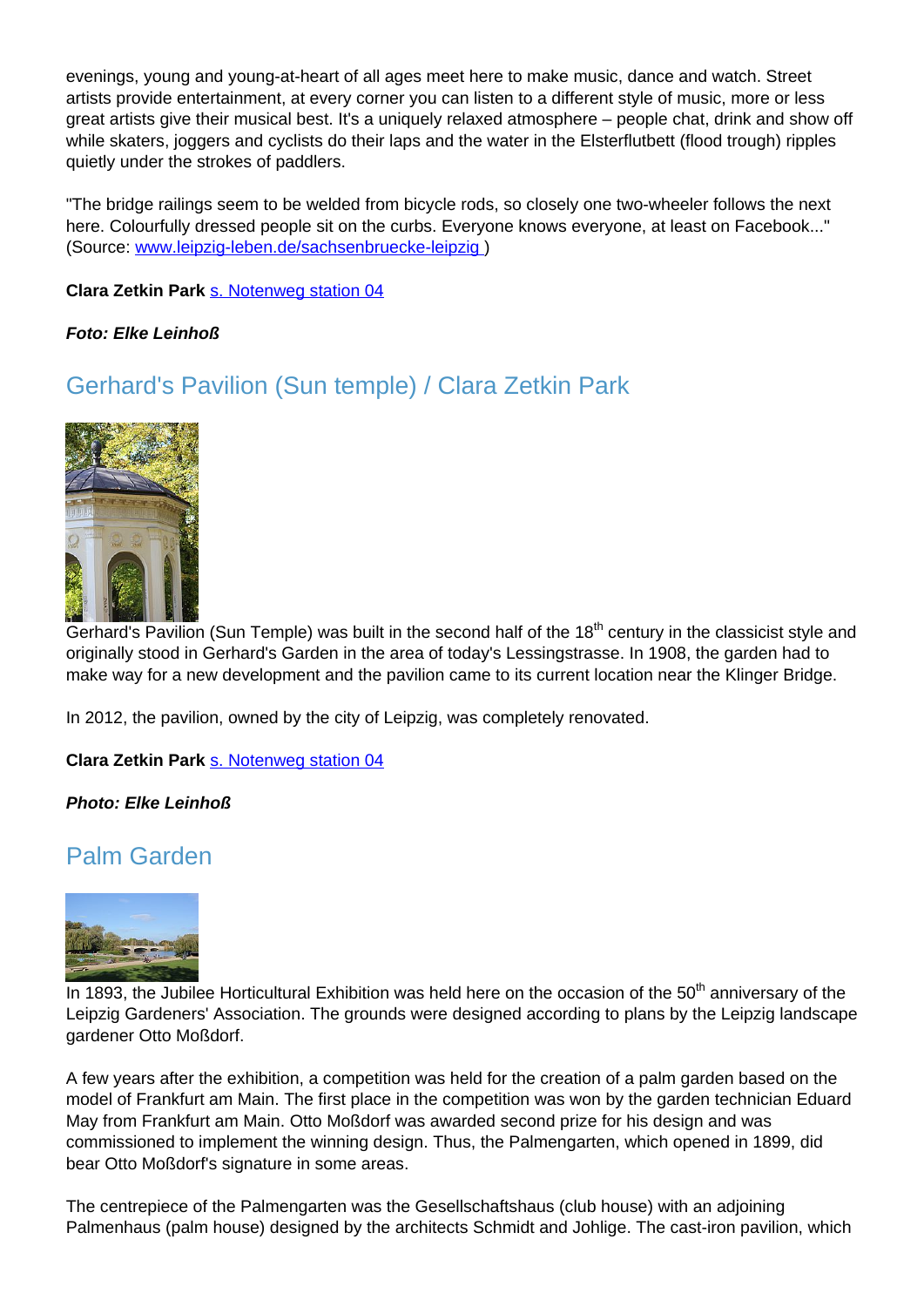evenings, young and young-at-heart of all ages meet here to make music, dance and watch. Street artists provide entertainment, at every corner you can listen to a different style of music, more or less great artists give their musical best. It's a uniquely relaxed atmosphere – people chat, drink and show off while skaters, joggers and cyclists do their laps and the water in the Elsterflutbett (flood trough) ripples quietly under the strokes of paddlers.

"The bridge railings seem to be welded from bicycle rods, so closely one two-wheeler follows the next here. Colourfully dressed people sit on the curbs. Everyone knows everyone, at least on Facebook..." (Source: [www.leipzig-leben.de/sachsenbruecke-leipzig](http://www.leipzig-leben.de/sachsenbruecke-leipzig) )

**Clara Zetkin Park** [s. Notenweg station 04]()

***Foto: Elke Leinhoß***

## Gerhard's Pavilion (Sun temple) / Clara Zetkin Park

Gerhard's Pavilion (Sun Temple) was built in the second half of the 18th century in the classicist style and originally stood in Gerhard's Garden in the area of today's Lessingstrasse. In 1908, the garden had to make way for a new development and the pavilion came to its current location near the Klinger Bridge.

In 2012, the pavilion, owned by the city of Leipzig, was completely renovated.

**Clara Zetkin Park** [s. Notenweg station 04]()

***Photo: Elke Leinhoß***

## Palm Garden

In 1893, the Jubilee Horticultural Exhibition was held here on the occasion of the 50th anniversary of the Leipzig Gardeners' Association. The grounds were designed according to plans by the Leipzig landscape gardener Otto Moßdorf.

A few years after the exhibition, a competition was held for the creation of a palm garden based on the model of Frankfurt am Main. The first place in the competition was won by the garden technician Eduard May from Frankfurt am Main. Otto Moßdorf was awarded second prize for his design and was commissioned to implement the winning design. Thus, the Palmengarten, which opened in 1899, did bear Otto Moßdorf's signature in some areas.

The centrepiece of the Palmengarten was the Gesellschaftshaus (club house) with an adjoining Palmenhaus (palm house) designed by the architects Schmidt and Johlige. The cast-iron pavilion, which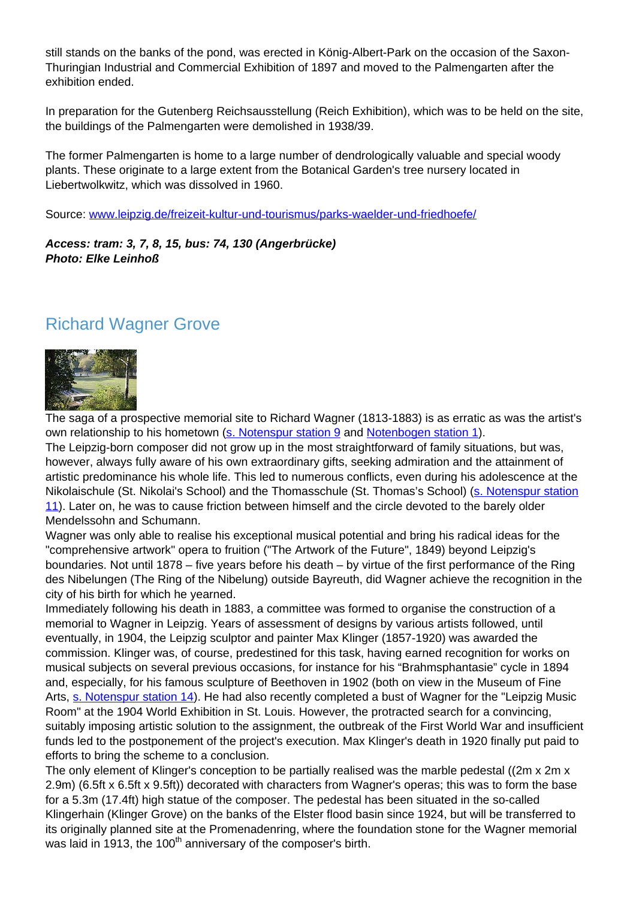still stands on the banks of the pond, was erected in König-Albert-Park on the occasion of the Saxon-Thuringian Industrial and Commercial Exhibition of 1897 and moved to the Palmengarten after the exhibition ended.

In preparation for the Gutenberg Reichsausstellung (Reich Exhibition), which was to be held on the site, the buildings of the Palmengarten were demolished in 1938/39.

The former Palmengarten is home to a large number of dendrologically valuable and special woody plants. These originate to a large extent from the Botanical Garden's tree nursery located in Liebertwolkwitz, which was dissolved in 1960.

Source: [www.leipzig.de/freizeit-kultur-und-tourismus/parks-waelder-und-friedhoefe/](www.leipzig.de/freizeit-kultur-und-tourismus/parks-waelder-und-friedhoefe/)

***Access: tram: 3, 7, 8, 15, bus: 74, 130 (Angerbrücke)***
***Photo: Elke Leinhoß***

## Richard Wagner Grove

The saga of a prospective memorial site to Richard Wagner (1813-1883) is as erratic as was the artist's own relationship to his hometown (s. Notenspur station 9 and Notenbogen station 1).
The Leipzig-born composer did not grow up in the most straightforward of family situations, but was, however, always fully aware of his own extraordinary gifts, seeking admiration and the attainment of artistic predominance his whole life. This led to numerous conflicts, even during his adolescence at the Nikolaischule (St. Nikolai's School) and the Thomasschule (St. Thomas's School) (s. Notenspur station 11). Later on, he was to cause friction between himself and the circle devoted to the barely older Mendelssohn and Schumann.
Wagner was only able to realise his exceptional musical potential and bring his radical ideas for the "comprehensive artwork" opera to fruition ("The Artwork of the Future", 1849) beyond Leipzig's boundaries. Not until 1878 – five years before his death – by virtue of the first performance of the Ring des Nibelungen (The Ring of the Nibelung) outside Bayreuth, did Wagner achieve the recognition in the city of his birth for which he yearned.
Immediately following his death in 1883, a committee was formed to organise the construction of a memorial to Wagner in Leipzig. Years of assessment of designs by various artists followed, until eventually, in 1904, the Leipzig sculptor and painter Max Klinger (1857-1920) was awarded the commission. Klinger was, of course, predestined for this task, having earned recognition for works on musical subjects on several previous occasions, for instance for his "Brahmsphantasie" cycle in 1894 and, especially, for his famous sculpture of Beethoven in 1902 (both on view in the Museum of Fine Arts, s. Notenspur station 14). He had also recently completed a bust of Wagner for the "Leipzig Music Room" at the 1904 World Exhibition in St. Louis. However, the protracted search for a convincing, suitably imposing artistic solution to the assignment, the outbreak of the First World War and insufficient funds led to the postponement of the project's execution. Max Klinger's death in 1920 finally put paid to efforts to bring the scheme to a conclusion.
The only element of Klinger's conception to be partially realised was the marble pedestal ((2m x 2m x 2.9m) (6.5ft x 6.5ft x 9.5ft)) decorated with characters from Wagner's operas; this was to form the base for a 5.3m (17.4ft) high statue of the composer. The pedestal has been situated in the so-called Klingerhain (Klinger Grove) on the banks of the Elster flood basin since 1924, but will be transferred to its originally planned site at the Promenadenring, where the foundation stone for the Wagner memorial was laid in 1913, the 100th anniversary of the composer's birth.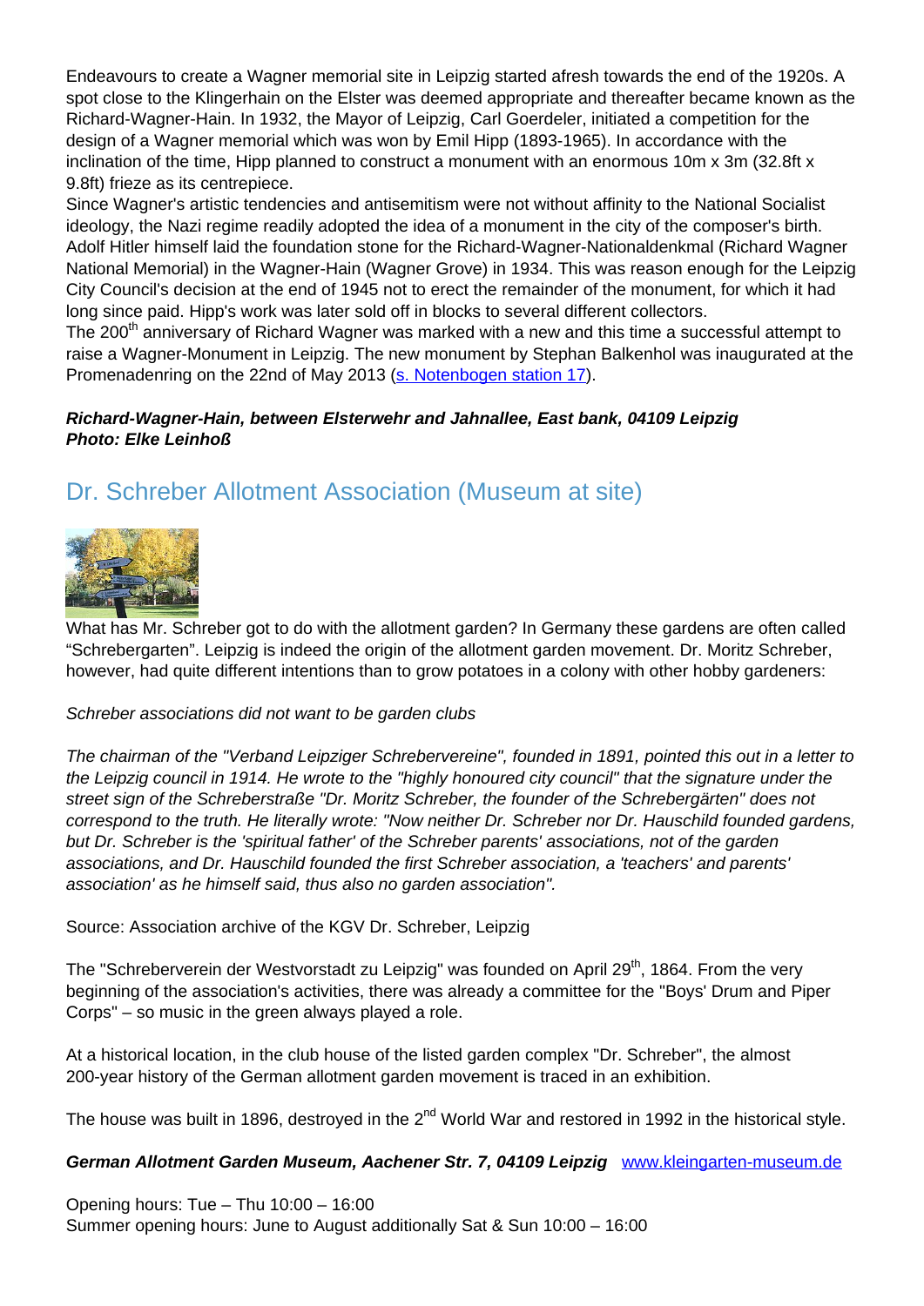Endeavours to create a Wagner memorial site in Leipzig started afresh towards the end of the 1920s. A spot close to the Klingerhain on the Elster was deemed appropriate and thereafter became known as the Richard-Wagner-Hain. In 1932, the Mayor of Leipzig, Carl Goerdeler, initiated a competition for the design of a Wagner memorial which was won by Emil Hipp (1893-1965). In accordance with the inclination of the time, Hipp planned to construct a monument with an enormous 10m x 3m (32.8ft x 9.8ft) frieze as its centrepiece.

Since Wagner's artistic tendencies and antisemitism were not without affinity to the National Socialist ideology, the Nazi regime readily adopted the idea of a monument in the city of the composer's birth. Adolf Hitler himself laid the foundation stone for the Richard-Wagner-Nationaldenkmal (Richard Wagner National Memorial) in the Wagner-Hain (Wagner Grove) in 1934. This was reason enough for the Leipzig City Council's decision at the end of 1945 not to erect the remainder of the monument, for which it had long since paid. Hipp's work was later sold off in blocks to several different collectors.

The 200th anniversary of Richard Wagner was marked with a new and this time a successful attempt to raise a Wagner-Monument in Leipzig. The new monument by Stephan Balkenhol was inaugurated at the Promenadenring on the 22nd of May 2013 (s. Notenbogen station 17).

***Richard-Wagner-Hain, between Elsterwehr and Jahnallee, East bank, 04109 Leipzig***
***Photo: Elke Leinhoß***

## Dr. Schreber Allotment Association (Museum at site)

What has Mr. Schreber got to do with the allotment garden? In Germany these gardens are often called "Schrebergarten". Leipzig is indeed the origin of the allotment garden movement. Dr. Moritz Schreber, however, had quite different intentions than to grow potatoes in a colony with other hobby gardeners:

*Schreber associations did not want to be garden clubs*

*The chairman of the "Verband Leipziger Schrebervereine", founded in 1891, pointed this out in a letter to the Leipzig council in 1914. He wrote to the "highly honoured city council" that the signature under the street sign of the Schreberstraße "Dr. Moritz Schreber, the founder of the Schrebergärten" does not correspond to the truth. He literally wrote: "Now neither Dr. Schreber nor Dr. Hauschild founded gardens, but Dr. Schreber is the 'spiritual father' of the Schreber parents' associations, not of the garden associations, and Dr. Hauschild founded the first Schreber association, a 'teachers' and parents' association' as he himself said, thus also no garden association".*

Source: Association archive of the KGV Dr. Schreber, Leipzig

The "Schreberverein der Westvorstadt zu Leipzig" was founded on April 29th, 1864. From the very beginning of the association's activities, there was already a committee for the "Boys' Drum and Piper Corps" – so music in the green always played a role.

At a historical location, in the club house of the listed garden complex "Dr. Schreber", the almost 200-year history of the German allotment garden movement is traced in an exhibition.

The house was built in 1896, destroyed in the 2nd World War and restored in 1992 in the historical style.

***German Allotment Garden Museum, Aachener Str. 7, 04109 Leipzig*** www.kleingarten-museum.de

Opening hours: Tue – Thu 10:00 – 16:00
Summer opening hours: June to August additionally Sat & Sun 10:00 – 16:00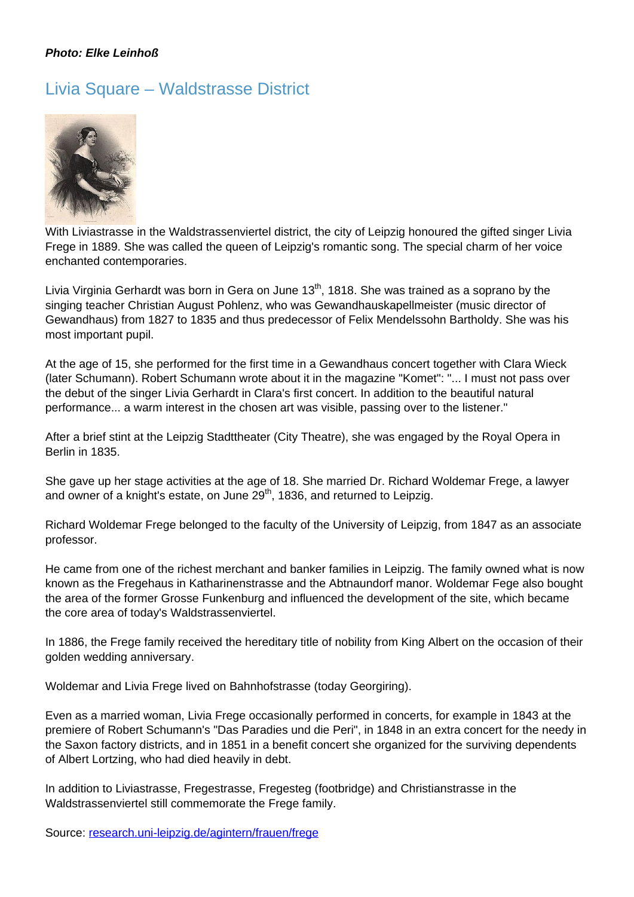***Photo: Elke Leinhoß***

## Livia Square – Waldstrasse District

With Liviastrasse in the Waldstrassenviertel district, the city of Leipzig honoured the gifted singer Livia Frege in 1889. She was called the queen of Leipzig's romantic song. The special charm of her voice enchanted contemporaries.

Livia Virginia Gerhardt was born in Gera on June 13th, 1818. She was trained as a soprano by the singing teacher Christian August Pohlenz, who was Gewandhauskapellmeister (music director of Gewandhaus) from 1827 to 1835 and thus predecessor of Felix Mendelssohn Bartholdy. She was his most important pupil.

At the age of 15, she performed for the first time in a Gewandhaus concert together with Clara Wieck (later Schumann). Robert Schumann wrote about it in the magazine "Komet": "... I must not pass over the debut of the singer Livia Gerhardt in Clara's first concert. In addition to the beautiful natural performance... a warm interest in the chosen art was visible, passing over to the listener."

After a brief stint at the Leipzig Stadttheater (City Theatre), she was engaged by the Royal Opera in Berlin in 1835.

She gave up her stage activities at the age of 18. She married Dr. Richard Woldemar Frege, a lawyer and owner of a knight's estate, on June 29th, 1836, and returned to Leipzig.

Richard Woldemar Frege belonged to the faculty of the University of Leipzig, from 1847 as an associate professor.

He came from one of the richest merchant and banker families in Leipzig. The family owned what is now known as the Fregehaus in Katharinenstrasse and the Abtnaundorf manor. Woldemar Fege also bought the area of the former Grosse Funkenburg and influenced the development of the site, which became the core area of today's Waldstrassenviertel.

In 1886, the Frege family received the hereditary title of nobility from King Albert on the occasion of their golden wedding anniversary.

Woldemar and Livia Frege lived on Bahnhofstrasse (today Georgiring).

Even as a married woman, Livia Frege occasionally performed in concerts, for example in 1843 at the premiere of Robert Schumann's "Das Paradies und die Peri", in 1848 in an extra concert for the needy in the Saxon factory districts, and in 1851 in a benefit concert she organized for the surviving dependents of Albert Lortzing, who had died heavily in debt.

In addition to Liviastrasse, Fregestrasse, Fregesteg (footbridge) and Christianstrasse in the Waldstrassenviertel still commemorate the Frege family.

Source: [research.uni-leipzig.de/agintern/frauen/frege](research.uni-leipzig.de/agintern/frauen/frege)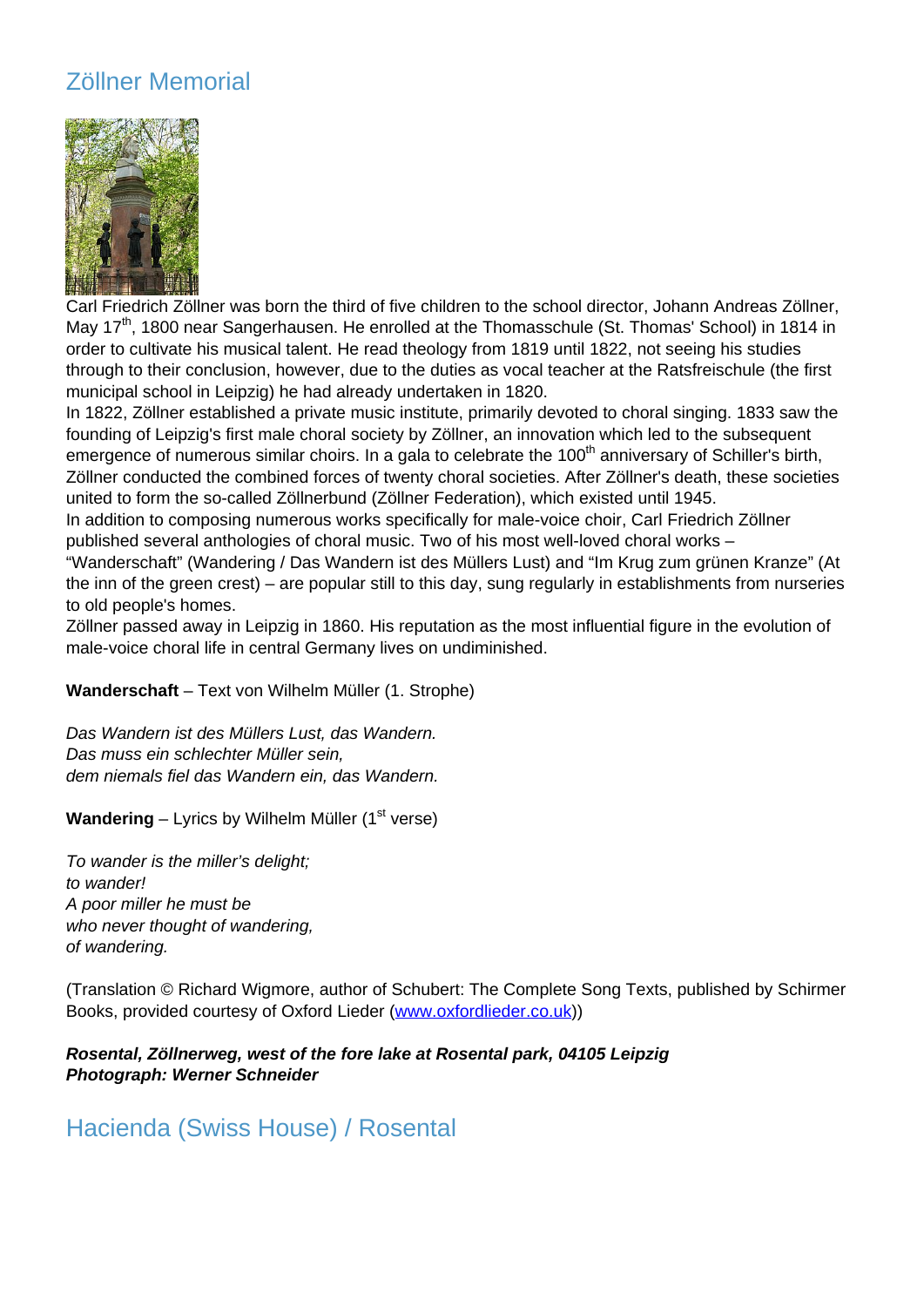## Zöllner Memorial

Carl Friedrich Zöllner was born the third of five children to the school director, Johann Andreas Zöllner, May 17th, 1800 near Sangerhausen. He enrolled at the Thomasschule (St. Thomas' School) in 1814 in order to cultivate his musical talent. He read theology from 1819 until 1822, not seeing his studies through to their conclusion, however, due to the duties as vocal teacher at the Ratsfreischule (the first municipal school in Leipzig) he had already undertaken in 1820.

In 1822, Zöllner established a private music institute, primarily devoted to choral singing. 1833 saw the founding of Leipzig's first male choral society by Zöllner, an innovation which led to the subsequent emergence of numerous similar choirs. In a gala to celebrate the 100th anniversary of Schiller's birth, Zöllner conducted the combined forces of twenty choral societies. After Zöllner's death, these societies united to form the so-called Zöllnerbund (Zöllner Federation), which existed until 1945.

In addition to composing numerous works specifically for male-voice choir, Carl Friedrich Zöllner published several anthologies of choral music. Two of his most well-loved choral works – "Wanderschaft" (Wandering / Das Wandern ist des Müllers Lust) and "Im Krug zum grünen Kranze" (At the inn of the green crest) – are popular still to this day, sung regularly in establishments from nurseries to old people's homes.

Zöllner passed away in Leipzig in 1860. His reputation as the most influential figure in the evolution of male-voice choral life in central Germany lives on undiminished.

**Wanderschaft** – Text von Wilhelm Müller (1. Strophe)

*Das Wandern ist des Müllers Lust, das Wandern.*
*Das muss ein schlechter Müller sein,*
*dem niemals fiel das Wandern ein, das Wandern.*

**Wandering** – Lyrics by Wilhelm Müller (1st verse)

*To wander is the miller's delight;*
*to wander!*
*A poor miller he must be*
*who never thought of wandering,*
*of wandering.*

(Translation © Richard Wigmore, author of Schubert: The Complete Song Texts, published by Schirmer Books, provided courtesy of Oxford Lieder (www.oxfordlieder.co.uk))

***Rosental, Zöllnerweg, west of the fore lake at Rosental park, 04105 Leipzig***
***Photograph: Werner Schneider***

## Hacienda (Swiss House) / Rosental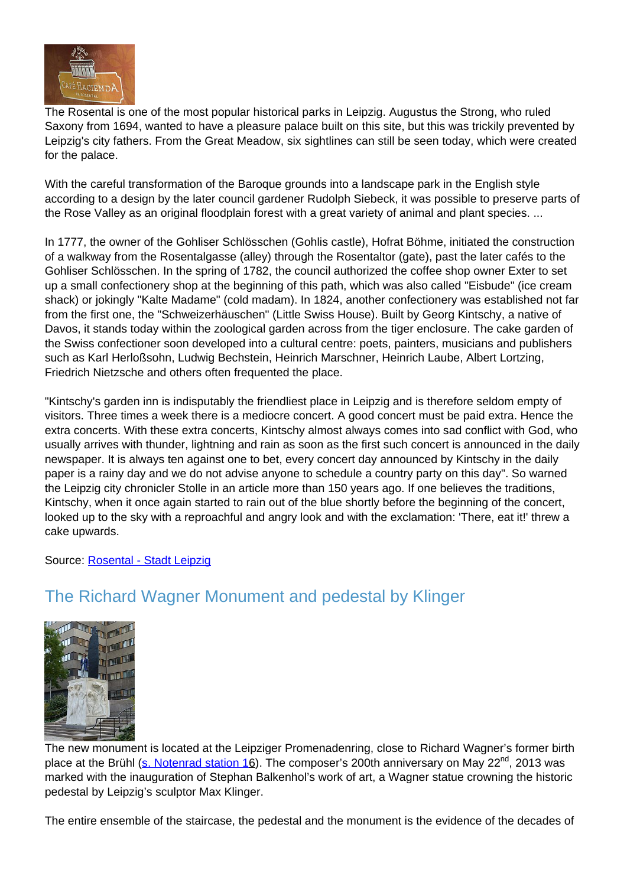The Rosental is one of the most popular historical parks in Leipzig. Augustus the Strong, who ruled Saxony from 1694, wanted to have a pleasure palace built on this site, but this was trickily prevented by Leipzig's city fathers. From the Great Meadow, six sightlines can still be seen today, which were created for the palace.

With the careful transformation of the Baroque grounds into a landscape park in the English style according to a design by the later council gardener Rudolph Siebeck, it was possible to preserve parts of the Rose Valley as an original floodplain forest with a great variety of animal and plant species. ...

In 1777, the owner of the Gohliser Schlösschen (Gohlis castle), Hofrat Böhme, initiated the construction of a walkway from the Rosentalgasse (alley) through the Rosentaltor (gate), past the later cafés to the Gohliser Schlösschen. In the spring of 1782, the council authorized the coffee shop owner Exter to set up a small confectionery shop at the beginning of this path, which was also called "Eisbude" (ice cream shack) or jokingly "Kalte Madame" (cold madam). In 1824, another confectionery was established not far from the first one, the "Schweizerhäuschen" (Little Swiss House). Built by Georg Kintschy, a native of Davos, it stands today within the zoological garden across from the tiger enclosure. The cake garden of the Swiss confectioner soon developed into a cultural centre: poets, painters, musicians and publishers such as Karl Herloßsohn, Ludwig Bechstein, Heinrich Marschner, Heinrich Laube, Albert Lortzing, Friedrich Nietzsche and others often frequented the place.

"Kintschy's garden inn is indisputably the friendliest place in Leipzig and is therefore seldom empty of visitors. Three times a week there is a mediocre concert. A good concert must be paid extra. Hence the extra concerts. With these extra concerts, Kintschy almost always comes into sad conflict with God, who usually arrives with thunder, lightning and rain as soon as the first such concert is announced in the daily newspaper. It is always ten against one to bet, every concert day announced by Kintschy in the daily paper is a rainy day and we do not advise anyone to schedule a country party on this day". So warned the Leipzig city chronicler Stolle in an article more than 150 years ago. If one believes the traditions, Kintschy, when it once again started to rain out of the blue shortly before the beginning of the concert, looked up to the sky with a reproachful and angry look and with the exclamation: 'There, eat it!' threw a cake upwards.

Source: [Rosental - Stadt Leipzig]

## The Richard Wagner Monument and pedestal by Klinger

The new monument is located at the Leipziger Promenadenring, close to Richard Wagner's former birth place at the Brühl ([s. Notenrad station 16]). The composer's 200th anniversary on May 22nd, 2013 was marked with the inauguration of Stephan Balkenhol's work of art, a Wagner statue crowning the historic pedestal by Leipzig's sculptor Max Klinger.

The entire ensemble of the staircase, the pedestal and the monument is the evidence of the decades of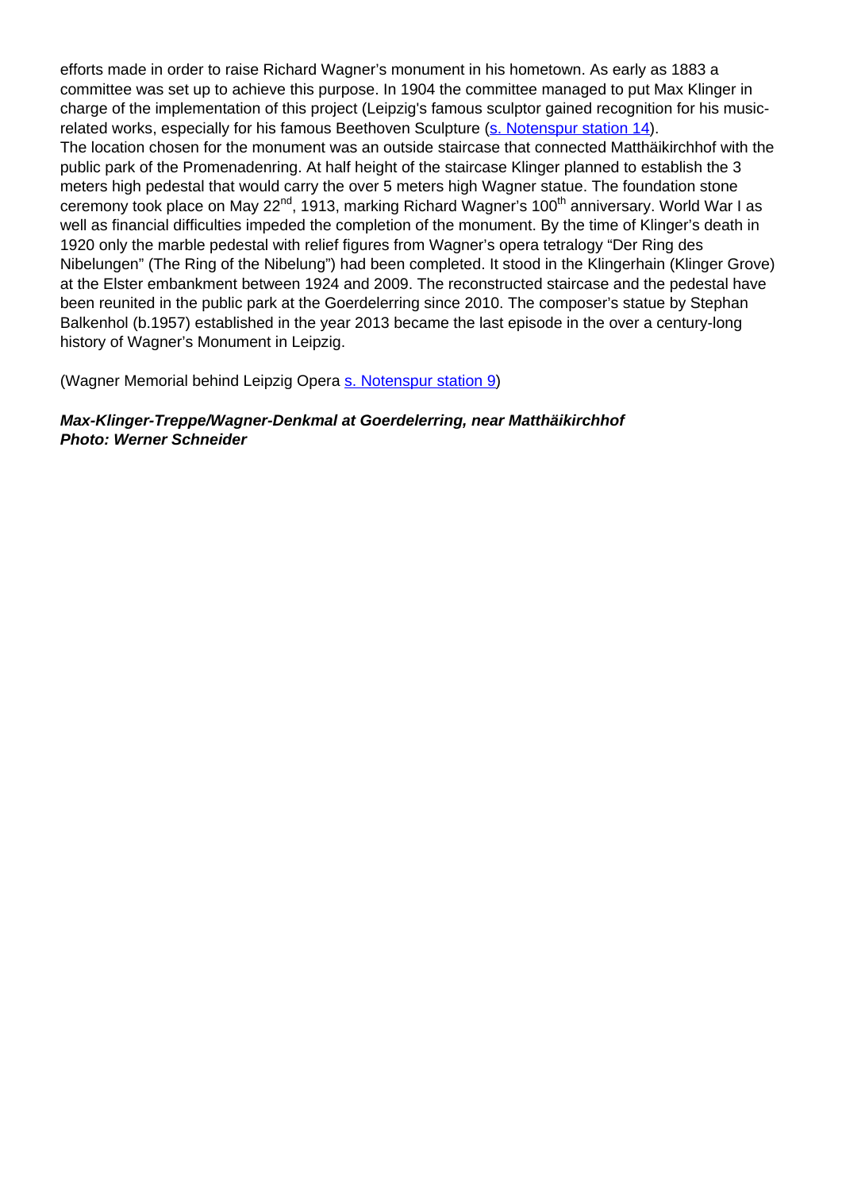efforts made in order to raise Richard Wagner's monument in his hometown. As early as 1883 a committee was set up to achieve this purpose. In 1904 the committee managed to put Max Klinger in charge of the implementation of this project (Leipzig's famous sculptor gained recognition for his music-related works, especially for his famous Beethoven Sculpture (s. Notenspur station 14).
The location chosen for the monument was an outside staircase that connected Matthäikirchhof with the public park of the Promenadenring. At half height of the staircase Klinger planned to establish the 3 meters high pedestal that would carry the over 5 meters high Wagner statue. The foundation stone ceremony took place on May 22nd, 1913, marking Richard Wagner's 100th anniversary. World War I as well as financial difficulties impeded the completion of the monument. By the time of Klinger's death in 1920 only the marble pedestal with relief figures from Wagner's opera tetralogy "Der Ring des Nibelungen" (The Ring of the Nibelung") had been completed. It stood in the Klingerhain (Klinger Grove) at the Elster embankment between 1924 and 2009. The reconstructed staircase and the pedestal have been reunited in the public park at the Goerdelerring since 2010. The composer's statue by Stephan Balkenhol (b.1957) established in the year 2013 became the last episode in the over a century-long history of Wagner's Monument in Leipzig.

(Wagner Memorial behind Leipzig Opera s. Notenspur station 9)

***Max-Klinger-Treppe/Wagner-Denkmal at Goerdelerring, near Matthäikirchhof***
***Photo: Werner Schneider***